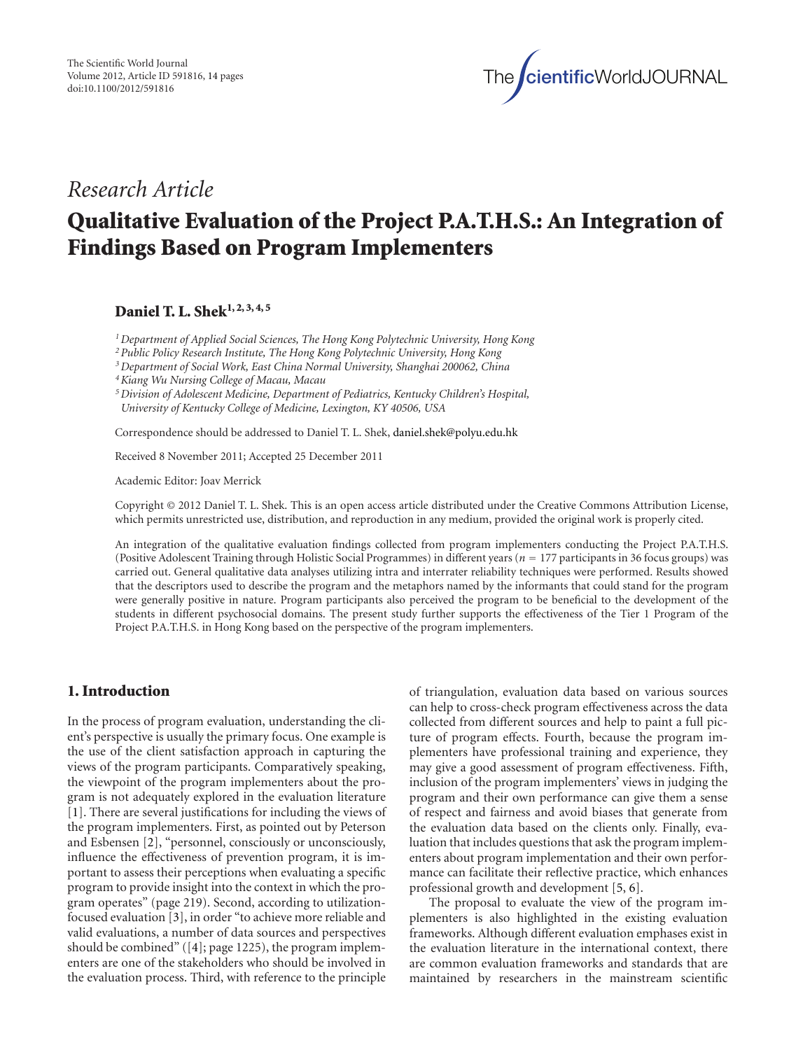*Research Article*

# Qualitative Evaluation of the Project P.A.T.H.S.: An Integration of Findings Based on Program Implementers

**Daniel T. L. Shek**[1,2,3,4,5]

[1] *Department of Applied Social Sciences, The Hong Kong Polytechnic University, Hong Kong*
[2] *Public Policy Research Institute, The Hong Kong Polytechnic University, Hong Kong*
[3] *Department of Social Work, East China Normal University, Shanghai 200062, China*
[4] *Kiang Wu Nursing College of Macau, Macau*
[5] *Division of Adolescent Medicine, Department of Pediatrics, Kentucky Children's Hospital, University of Kentucky College of Medicine, Lexington, KY 40506, USA*

Correspondence should be addressed to Daniel T. L. Shek, daniel.shek@polyu.edu.hk

Received 8 November 2011; Accepted 25 December 2011

Academic Editor: Joav Merrick

Copyright © 2012 Daniel T. L. Shek. This is an open access article distributed under the Creative Commons Attribution License, which permits unrestricted use, distribution, and reproduction in any medium, provided the original work is properly cited.

An integration of the qualitative evaluation findings collected from program implementers conducting the Project P.A.T.H.S. (Positive Adolescent Training through Holistic Social Programmes) in different years ($n = 177$ participants in 36 focus groups) was carried out. General qualitative data analyses utilizing intra and interrater reliability techniques were performed. Results showed that the descriptors used to describe the program and the metaphors named by the informants that could stand for the program were generally positive in nature. Program participants also perceived the program to be beneficial to the development of the students in different psychosocial domains. The present study further supports the effectiveness of the Tier 1 Program of the Project P.A.T.H.S. in Hong Kong based on the perspective of the program implementers.

## 1. Introduction

In the process of program evaluation, understanding the client's perspective is usually the primary focus. One example is the use of the client satisfaction approach in capturing the views of the program participants. Comparatively speaking, the viewpoint of the program implementers about the program is not adequately explored in the evaluation literature [1]. There are several justifications for including the views of the program implementers. First, as pointed out by Peterson and Esbensen [2], "personnel, consciously or unconsciously, influence the effectiveness of prevention program, it is important to assess their perceptions when evaluating a specific program to provide insight into the context in which the program operates" (page 219). Second, according to utilization-focused evaluation [3], in order "to achieve more reliable and valid evaluations, a number of data sources and perspectives should be combined" ([4]; page 1225), the program implementers are one of the stakeholders who should be involved in the evaluation process. Third, with reference to the principle of triangulation, evaluation data based on various sources can help to cross-check program effectiveness across the data collected from different sources and help to paint a full picture of program effects. Fourth, because the program implementers have professional training and experience, they may give a good assessment of program effectiveness. Fifth, inclusion of the program implementers' views in judging the program and their own performance can give them a sense of respect and fairness and avoid biases that generate from the evaluation data based on the clients only. Finally, evaluation that includes questions that ask the program implementers about program implementation and their own performance can facilitate their reflective practice, which enhances professional growth and development [5, 6].

The proposal to evaluate the view of the program implementers is also highlighted in the existing evaluation frameworks. Although different evaluation emphases exist in the evaluation literature in the international context, there are common evaluation frameworks and standards that are maintained by researchers in the mainstream scientific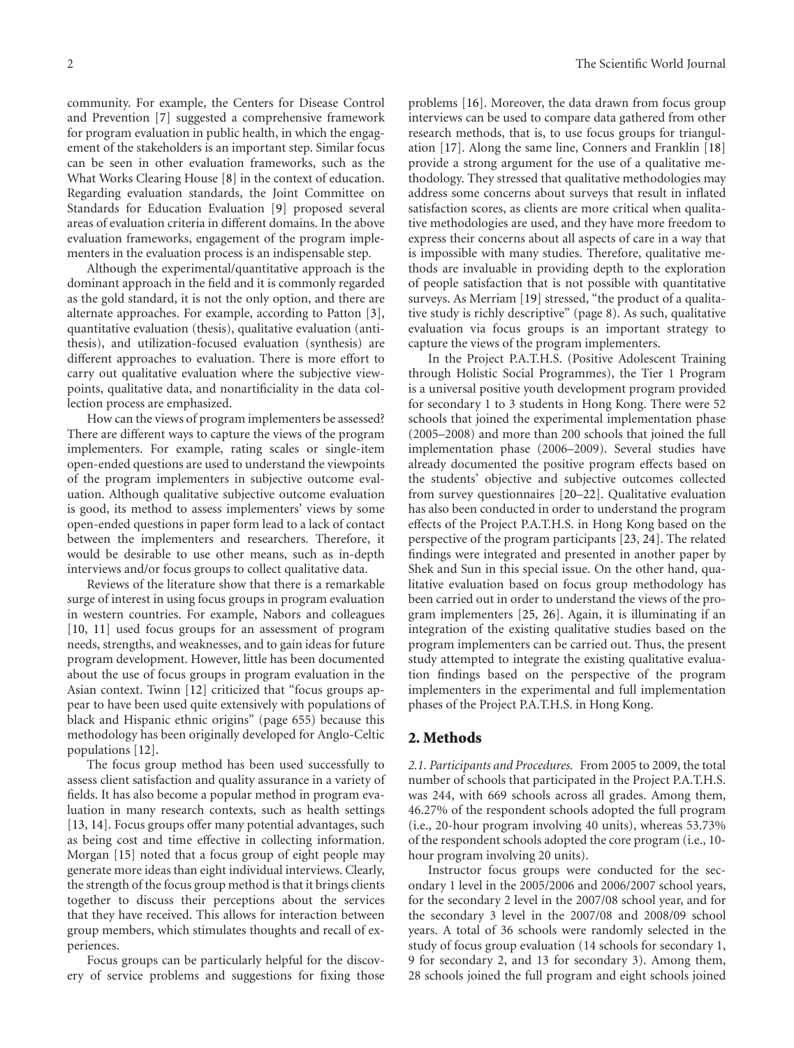community. For example, the Centers for Disease Control and Prevention [7] suggested a comprehensive framework for program evaluation in public health, in which the engagement of the stakeholders is an important step. Similar focus can be seen in other evaluation frameworks, such as the What Works Clearing House [8] in the context of education. Regarding evaluation standards, the Joint Committee on Standards for Education Evaluation [9] proposed several areas of evaluation criteria in different domains. In the above evaluation frameworks, engagement of the program implementers in the evaluation process is an indispensable step.

Although the experimental/quantitative approach is the dominant approach in the field and it is commonly regarded as the gold standard, it is not the only option, and there are alternate approaches. For example, according to Patton [3], quantitative evaluation (thesis), qualitative evaluation (antithesis), and utilization-focused evaluation (synthesis) are different approaches to evaluation. There is more effort to carry out qualitative evaluation where the subjective viewpoints, qualitative data, and nonartificiality in the data collection process are emphasized.

How can the views of program implementers be assessed? There are different ways to capture the views of the program implementers. For example, rating scales or single-item open-ended questions are used to understand the viewpoints of the program implementers in subjective outcome evaluation. Although qualitative subjective outcome evaluation is good, its method to assess implementers' views by some open-ended questions in paper form lead to a lack of contact between the implementers and researchers. Therefore, it would be desirable to use other means, such as in-depth interviews and/or focus groups to collect qualitative data.

Reviews of the literature show that there is a remarkable surge of interest in using focus groups in program evaluation in western countries. For example, Nabors and colleagues [10, 11] used focus groups for an assessment of program needs, strengths, and weaknesses, and to gain ideas for future program development. However, little has been documented about the use of focus groups in program evaluation in the Asian context. Twinn [12] criticized that "focus groups appear to have been used quite extensively with populations of black and Hispanic ethnic origins" (page 655) because this methodology has been originally developed for Anglo-Celtic populations [12].

The focus group method has been used successfully to assess client satisfaction and quality assurance in a variety of fields. It has also become a popular method in program evaluation in many research contexts, such as health settings [13, 14]. Focus groups offer many potential advantages, such as being cost and time effective in collecting information. Morgan [15] noted that a focus group of eight people may generate more ideas than eight individual interviews. Clearly, the strength of the focus group method is that it brings clients together to discuss their perceptions about the services that they have received. This allows for interaction between group members, which stimulates thoughts and recall of experiences.

Focus groups can be particularly helpful for the discovery of service problems and suggestions for fixing those problems [16]. Moreover, the data drawn from focus group interviews can be used to compare data gathered from other research methods, that is, to use focus groups for triangulation [17]. Along the same line, Conners and Franklin [18] provide a strong argument for the use of a qualitative methodology. They stressed that qualitative methodologies may address some concerns about surveys that result in inflated satisfaction scores, as clients are more critical when qualitative methodologies are used, and they have more freedom to express their concerns about all aspects of care in a way that is impossible with many studies. Therefore, qualitative methods are invaluable in providing depth to the exploration of people satisfaction that is not possible with quantitative surveys. As Merriam [19] stressed, "the product of a qualitative study is richly descriptive" (page 8). As such, qualitative evaluation via focus groups is an important strategy to capture the views of the program implementers.

In the Project P.A.T.H.S. (Positive Adolescent Training through Holistic Social Programmes), the Tier 1 Program is a universal positive youth development program provided for secondary 1 to 3 students in Hong Kong. There were 52 schools that joined the experimental implementation phase (2005–2008) and more than 200 schools that joined the full implementation phase (2006–2009). Several studies have already documented the positive program effects based on the students' objective and subjective outcomes collected from survey questionnaires [20–22]. Qualitative evaluation has also been conducted in order to understand the program effects of the Project P.A.T.H.S. in Hong Kong based on the perspective of the program participants [23, 24]. The related findings were integrated and presented in another paper by Shek and Sun in this special issue. On the other hand, qualitative evaluation based on focus group methodology has been carried out in order to understand the views of the program implementers [25, 26]. Again, it is illuminating if an integration of the existing qualitative studies based on the program implementers can be carried out. Thus, the present study attempted to integrate the existing qualitative evaluation findings based on the perspective of the program implementers in the experimental and full implementation phases of the Project P.A.T.H.S. in Hong Kong.

## 2. Methods

*2.1. Participants and Procedures.* From 2005 to 2009, the total number of schools that participated in the Project P.A.T.H.S. was 244, with 669 schools across all grades. Among them, 46.27% of the respondent schools adopted the full program (i.e., 20-hour program involving 40 units), whereas 53.73% of the respondent schools adopted the core program (i.e., 10-hour program involving 20 units).

Instructor focus groups were conducted for the secondary 1 level in the 2005/2006 and 2006/2007 school years, for the secondary 2 level in the 2007/08 school year, and for the secondary 3 level in the 2007/08 and 2008/09 school years. A total of 36 schools were randomly selected in the study of focus group evaluation (14 schools for secondary 1, 9 for secondary 2, and 13 for secondary 3). Among them, 28 schools joined the full program and eight schools joined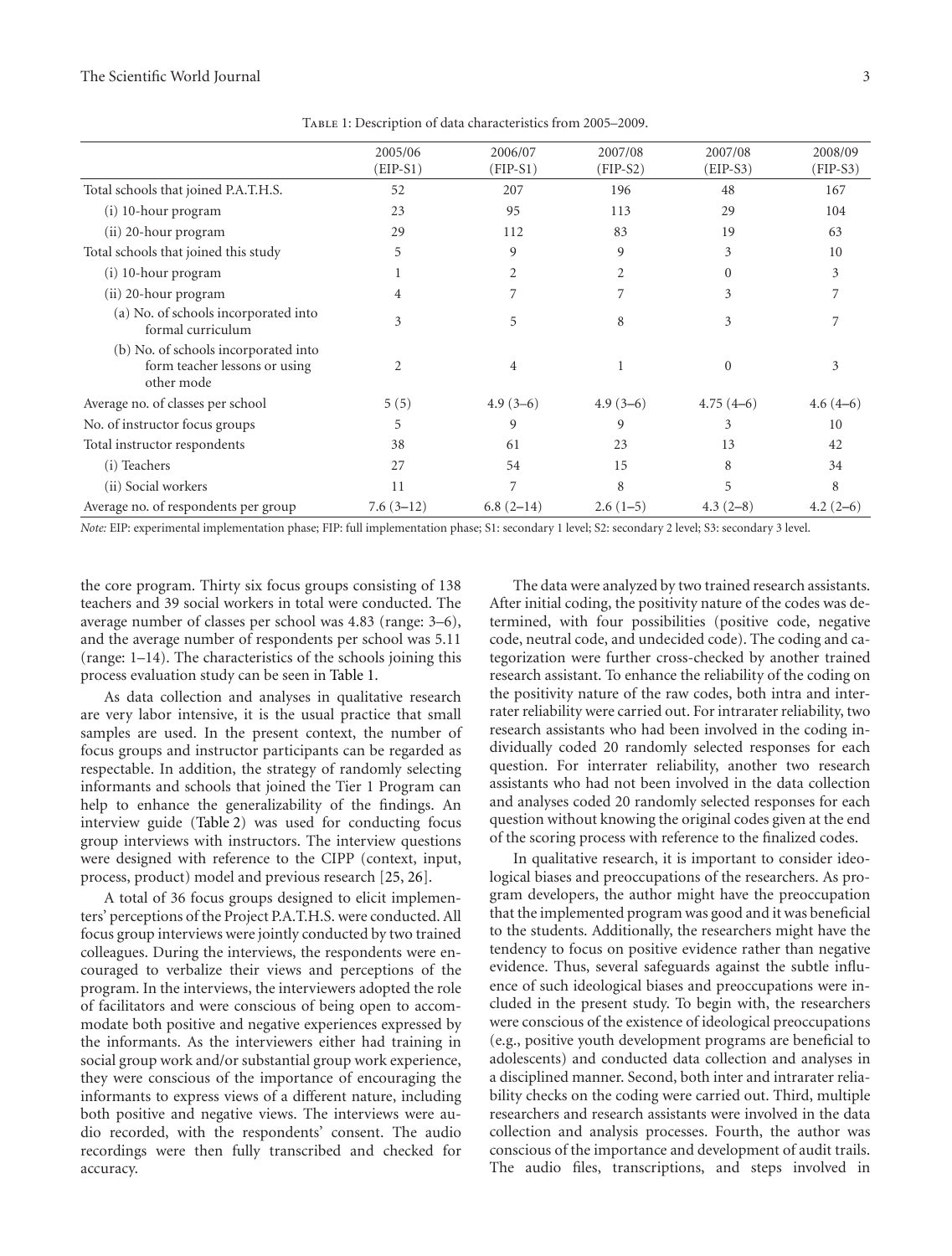Table 1: Description of data characteristics from 2005–2009.

| | 2005/06 (EIP-S1) | 2006/07 (FIP-S1) | 2007/08 (FIP-S2) | 2007/08 (EIP-S3) | 2008/09 (FIP-S3) |
|---|---|---|---|---|---|
| Total schools that joined P.A.T.H.S. | 52 | 207 | 196 | 48 | 167 |
| (i) 10-hour program | 23 | 95 | 113 | 29 | 104 |
| (ii) 20-hour program | 29 | 112 | 83 | 19 | 63 |
| Total schools that joined this study | 5 | 9 | 9 | 3 | 10 |
| (i) 10-hour program | 1 | 2 | 2 | 0 | 3 |
| (ii) 20-hour program | 4 | 7 | 7 | 3 | 7 |
| (a) No. of schools incorporated into formal curriculum | 3 | 5 | 8 | 3 | 7 |
| (b) No. of schools incorporated into form teacher lessons or using other mode | 2 | 4 | 1 | 0 | 3 |
| Average no. of classes per school | 5 (5) | 4.9 (3–6) | 4.9 (3–6) | 4.75 (4–6) | 4.6 (4–6) |
| No. of instructor focus groups | 5 | 9 | 9 | 3 | 10 |
| Total instructor respondents | 38 | 61 | 23 | 13 | 42 |
| (i) Teachers | 27 | 54 | 15 | 8 | 34 |
| (ii) Social workers | 11 | 7 | 8 | 5 | 8 |
| Average no. of respondents per group | 7.6 (3–12) | 6.8 (2–14) | 2.6 (1–5) | 4.3 (2–8) | 4.2 (2–6) |

*Note:* EIP: experimental implementation phase; FIP: full implementation phase; S1: secondary 1 level; S2: secondary 2 level; S3: secondary 3 level.

the core program. Thirty six focus groups consisting of 138 teachers and 39 social workers in total were conducted. The average number of classes per school was 4.83 (range: 3–6), and the average number of respondents per school was 5.11 (range: 1–14). The characteristics of the schools joining this process evaluation study can be seen in Table 1.

As data collection and analyses in qualitative research are very labor intensive, it is the usual practice that small samples are used. In the present context, the number of focus groups and instructor participants can be regarded as respectable. In addition, the strategy of randomly selecting informants and schools that joined the Tier 1 Program can help to enhance the generalizability of the findings. An interview guide (Table 2) was used for conducting focus group interviews with instructors. The interview questions were designed with reference to the CIPP (context, input, process, product) model and previous research [25, 26].

A total of 36 focus groups designed to elicit implementers' perceptions of the Project P.A.T.H.S. were conducted. All focus group interviews were jointly conducted by two trained colleagues. During the interviews, the respondents were encouraged to verbalize their views and perceptions of the program. In the interviews, the interviewers adopted the role of facilitators and were conscious of being open to accommodate both positive and negative experiences expressed by the informants. As the interviewers either had training in social group work and/or substantial group work experience, they were conscious of the importance of encouraging the informants to express views of a different nature, including both positive and negative views. The interviews were audio recorded, with the respondents' consent. The audio recordings were then fully transcribed and checked for accuracy.

The data were analyzed by two trained research assistants. After initial coding, the positivity nature of the codes was determined, with four possibilities (positive code, negative code, neutral code, and undecided code). The coding and categorization were further cross-checked by another trained research assistant. To enhance the reliability of the coding on the positivity nature of the raw codes, both intra and interrater reliability were carried out. For intrarater reliability, two research assistants who had been involved in the coding individually coded 20 randomly selected responses for each question. For interrater reliability, another two research assistants who had not been involved in the data collection and analyses coded 20 randomly selected responses for each question without knowing the original codes given at the end of the scoring process with reference to the finalized codes.

In qualitative research, it is important to consider ideological biases and preoccupations of the researchers. As program developers, the author might have the preoccupation that the implemented program was good and it was beneficial to the students. Additionally, the researchers might have the tendency to focus on positive evidence rather than negative evidence. Thus, several safeguards against the subtle influence of such ideological biases and preoccupations were included in the present study. To begin with, the researchers were conscious of the existence of ideological preoccupations (e.g., positive youth development programs are beneficial to adolescents) and conducted data collection and analyses in a disciplined manner. Second, both inter and intrarater reliability checks on the coding were carried out. Third, multiple researchers and research assistants were involved in the data collection and analysis processes. Fourth, the author was conscious of the importance and development of audit trails. The audio files, transcriptions, and steps involved in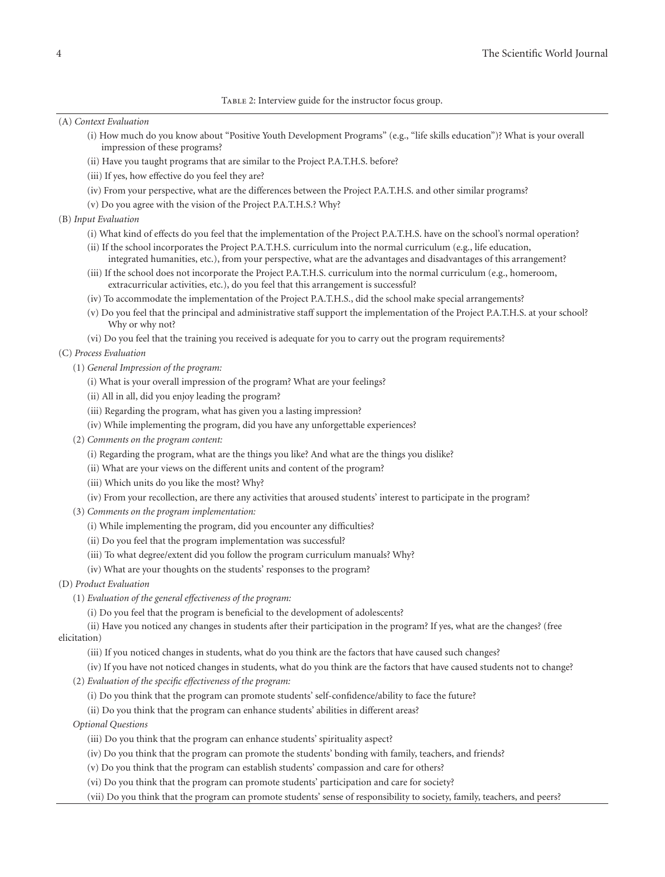Table 2: Interview guide for the instructor focus group.

(A) *Context Evaluation*

(i) How much do you know about "Positive Youth Development Programs" (e.g., "life skills education")? What is your overall impression of these programs?

(ii) Have you taught programs that are similar to the Project P.A.T.H.S. before?

(iii) If yes, how effective do you feel they are?

(iv) From your perspective, what are the differences between the Project P.A.T.H.S. and other similar programs?

(v) Do you agree with the vision of the Project P.A.T.H.S.? Why?

(B) *Input Evaluation*

(i) What kind of effects do you feel that the implementation of the Project P.A.T.H.S. have on the school's normal operation?

(ii) If the school incorporates the Project P.A.T.H.S. curriculum into the normal curriculum (e.g., life education, integrated humanities, etc.), from your perspective, what are the advantages and disadvantages of this arrangement?

(iii) If the school does not incorporate the Project P.A.T.H.S. curriculum into the normal curriculum (e.g., homeroom, extracurricular activities, etc.), do you feel that this arrangement is successful?

(iv) To accommodate the implementation of the Project P.A.T.H.S., did the school make special arrangements?

(v) Do you feel that the principal and administrative staff support the implementation of the Project P.A.T.H.S. at your school? Why or why not?

(vi) Do you feel that the training you received is adequate for you to carry out the program requirements?

(C) *Process Evaluation*

(1) *General Impression of the program:*

(i) What is your overall impression of the program? What are your feelings?

(ii) All in all, did you enjoy leading the program?

(iii) Regarding the program, what has given you a lasting impression?

(iv) While implementing the program, did you have any unforgettable experiences?

(2) *Comments on the program content:*

(i) Regarding the program, what are the things you like? And what are the things you dislike?

(ii) What are your views on the different units and content of the program?

(iii) Which units do you like the most? Why?

(iv) From your recollection, are there any activities that aroused students' interest to participate in the program?

(3) *Comments on the program implementation:*

(i) While implementing the program, did you encounter any difficulties?

(ii) Do you feel that the program implementation was successful?

(iii) To what degree/extent did you follow the program curriculum manuals? Why?

(iv) What are your thoughts on the students' responses to the program?

(D) *Product Evaluation*

(1) *Evaluation of the general effectiveness of the program:*

(i) Do you feel that the program is beneficial to the development of adolescents?

(ii) Have you noticed any changes in students after their participation in the program? If yes, what are the changes? (free elicitation)

(iii) If you noticed changes in students, what do you think are the factors that have caused such changes?

(iv) If you have not noticed changes in students, what do you think are the factors that have caused students not to change?

(2) *Evaluation of the specific effectiveness of the program:*

(i) Do you think that the program can promote students' self-confidence/ability to face the future?

(ii) Do you think that the program can enhance students' abilities in different areas?

*Optional Questions*

(iii) Do you think that the program can enhance students' spirituality aspect?

(iv) Do you think that the program can promote the students' bonding with family, teachers, and friends?

(v) Do you think that the program can establish students' compassion and care for others?

(vi) Do you think that the program can promote students' participation and care for society?

(vii) Do you think that the program can promote students' sense of responsibility to society, family, teachers, and peers?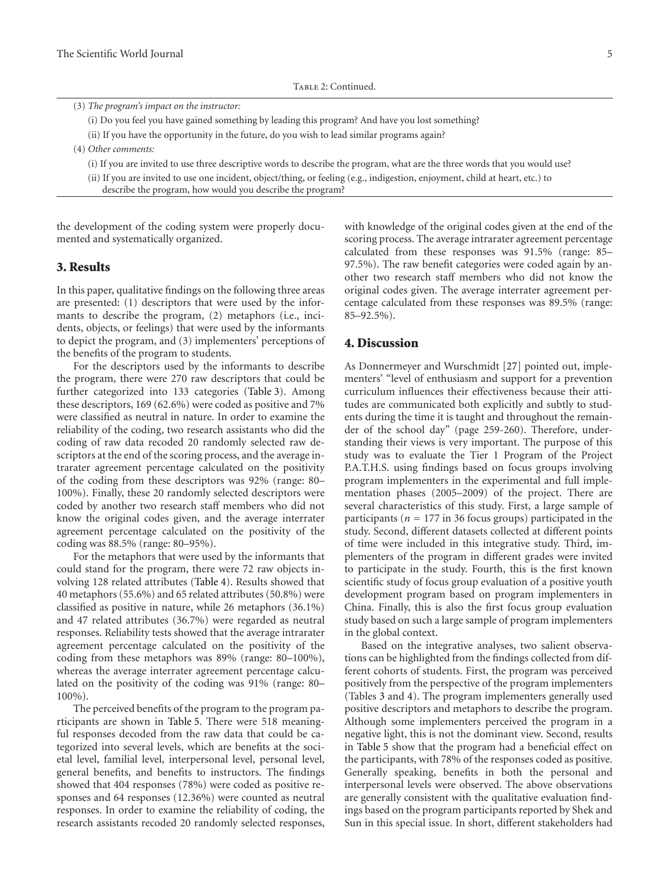Table 2: Continued.

|  |
|---|
| (3) *The program's impact on the instructor:* |
| (i) Do you feel you have gained something by leading this program? And have you lost something? |
| (ii) If you have the opportunity in the future, do you wish to lead similar programs again? |
| (4) *Other comments:* |
| (i) If you are invited to use three descriptive words to describe the program, what are the three words that you would use? |
| (ii) If you are invited to use one incident, object/thing, or feeling (e.g., indigestion, enjoyment, child at heart, etc.) to describe the program, how would you describe the program? |

the development of the coding system were properly documented and systematically organized.

## 3. Results

In this paper, qualitative findings on the following three areas are presented: (1) descriptors that were used by the informants to describe the program, (2) metaphors (i.e., incidents, objects, or feelings) that were used by the informants to depict the program, and (3) implementers' perceptions of the benefits of the program to students.

For the descriptors used by the informants to describe the program, there were 270 raw descriptors that could be further categorized into 133 categories (Table 3). Among these descriptors, 169 (62.6%) were coded as positive and 7% were classified as neutral in nature. In order to examine the reliability of the coding, two research assistants who did the coding of raw data recoded 20 randomly selected raw descriptors at the end of the scoring process, and the average intrarater agreement percentage calculated on the positivity of the coding from these descriptors was 92% (range: 80–100%). Finally, these 20 randomly selected descriptors were coded by another two research staff members who did not know the original codes given, and the average interrater agreement percentage calculated on the positivity of the coding was 88.5% (range: 80–95%).

For the metaphors that were used by the informants that could stand for the program, there were 72 raw objects involving 128 related attributes (Table 4). Results showed that 40 metaphors (55.6%) and 65 related attributes (50.8%) were classified as positive in nature, while 26 metaphors (36.1%) and 47 related attributes (36.7%) were regarded as neutral responses. Reliability tests showed that the average intrarater agreement percentage calculated on the positivity of the coding from these metaphors was 89% (range: 80–100%), whereas the average interrater agreement percentage calculated on the positivity of the coding was 91% (range: 80–100%).

The perceived benefits of the program to the program participants are shown in Table 5. There were 518 meaningful responses decoded from the raw data that could be categorized into several levels, which are benefits at the societal level, familial level, interpersonal level, personal level, general benefits, and benefits to instructors. The findings showed that 404 responses (78%) were coded as positive responses and 64 responses (12.36%) were counted as neutral responses. In order to examine the reliability of coding, the research assistants recoded 20 randomly selected responses, with knowledge of the original codes given at the end of the scoring process. The average intrarater agreement percentage calculated from these responses was 91.5% (range: 85–97.5%). The raw benefit categories were coded again by another two research staff members who did not know the original codes given. The average interrater agreement percentage calculated from these responses was 89.5% (range: 85–92.5%).

## 4. Discussion

As Donnermeyer and Wurschmidt [27] pointed out, implementers' "level of enthusiasm and support for a prevention curriculum influences their effectiveness because their attitudes are communicated both explicitly and subtly to students during the time it is taught and throughout the remainder of the school day" (page 259-260). Therefore, understanding their views is very important. The purpose of this study was to evaluate the Tier 1 Program of the Project P.A.T.H.S. using findings based on focus groups involving program implementers in the experimental and full implementation phases (2005–2009) of the project. There are several characteristics of this study. First, a large sample of participants ($n = 177$ in 36 focus groups) participated in the study. Second, different datasets collected at different points of time were included in this integrative study. Third, implementers of the program in different grades were invited to participate in the study. Fourth, this is the first known scientific study of focus group evaluation of a positive youth development program based on program implementers in China. Finally, this is also the first focus group evaluation study based on such a large sample of program implementers in the global context.

Based on the integrative analyses, two salient observations can be highlighted from the findings collected from different cohorts of students. First, the program was perceived positively from the perspective of the program implementers (Tables 3 and 4). The program implementers generally used positive descriptors and metaphors to describe the program. Although some implementers perceived the program in a negative light, this is not the dominant view. Second, results in Table 5 show that the program had a beneficial effect on the participants, with 78% of the responses coded as positive. Generally speaking, benefits in both the personal and interpersonal levels were observed. The above observations are generally consistent with the qualitative evaluation findings based on the program participants reported by Shek and Sun in this special issue. In short, different stakeholders had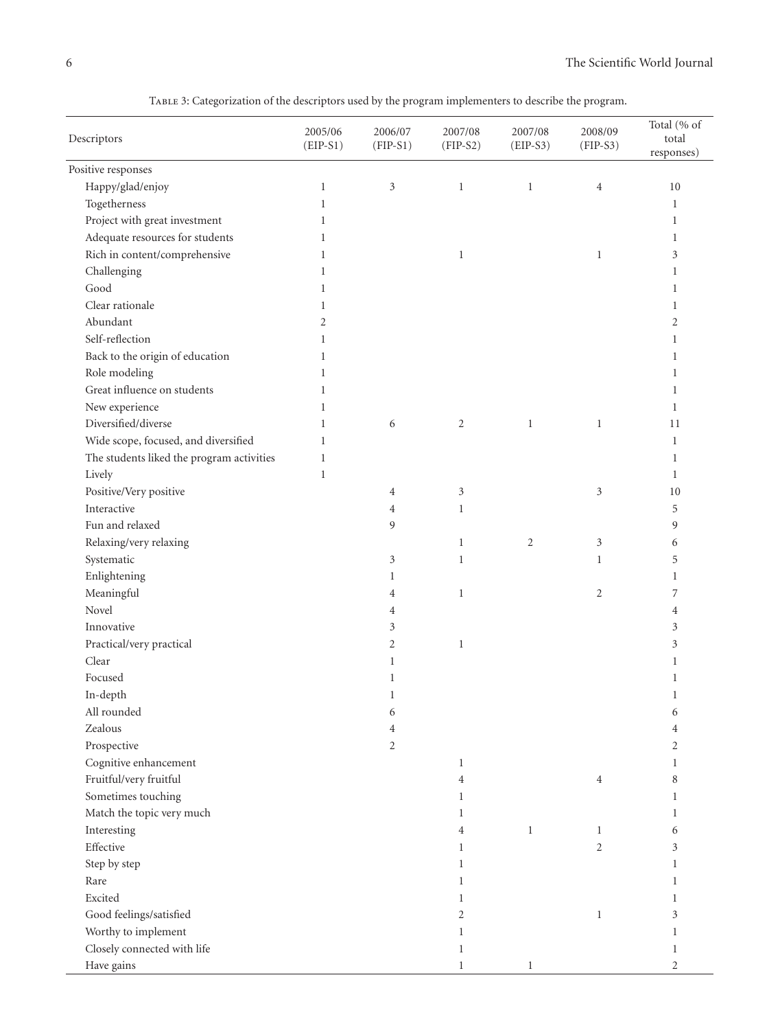Table 3: Categorization of the descriptors used by the program implementers to describe the program.

| Descriptors | 2005/06 (EIP-S1) | 2006/07 (FIP-S1) | 2007/08 (FIP-S2) | 2007/08 (EIP-S3) | 2008/09 (FIP-S3) | Total (% of total responses) |
|---|---|---|---|---|---|---|
| Positive responses | | | | | | |
| Happy/glad/enjoy | 1 | 3 | 1 | 1 | 4 | 10 |
| Togetherness | 1 | | | | | 1 |
| Project with great investment | 1 | | | | | 1 |
| Adequate resources for students | 1 | | | | | 1 |
| Rich in content/comprehensive | 1 | | 1 | | 1 | 3 |
| Challenging | 1 | | | | | 1 |
| Good | 1 | | | | | 1 |
| Clear rationale | 1 | | | | | 1 |
| Abundant | 2 | | | | | 2 |
| Self-reflection | 1 | | | | | 1 |
| Back to the origin of education | 1 | | | | | 1 |
| Role modeling | 1 | | | | | 1 |
| Great influence on students | 1 | | | | | 1 |
| New experience | 1 | | | | | 1 |
| Diversified/diverse | 1 | 6 | 2 | 1 | 1 | 11 |
| Wide scope, focused, and diversified | 1 | | | | | 1 |
| The students liked the program activities | 1 | | | | | 1 |
| Lively | 1 | | | | | 1 |
| Positive/Very positive | | 4 | 3 | | 3 | 10 |
| Interactive | | 4 | 1 | | | 5 |
| Fun and relaxed | | 9 | | | | 9 |
| Relaxing/very relaxing | | | 1 | 2 | 3 | 6 |
| Systematic | | 3 | 1 | | 1 | 5 |
| Enlightening | | 1 | | | | 1 |
| Meaningful | | 4 | 1 | | 2 | 7 |
| Novel | | 4 | | | | 4 |
| Innovative | | 3 | | | | 3 |
| Practical/very practical | | 2 | 1 | | | 3 |
| Clear | | 1 | | | | 1 |
| Focused | | 1 | | | | 1 |
| In-depth | | 1 | | | | 1 |
| All rounded | | 6 | | | | 6 |
| Zealous | | 4 | | | | 4 |
| Prospective | | 2 | | | | 2 |
| Cognitive enhancement | | | 1 | | | 1 |
| Fruitful/very fruitful | | | 4 | | 4 | 8 |
| Sometimes touching | | | 1 | | | 1 |
| Match the topic very much | | | 1 | | | 1 |
| Interesting | | | 4 | 1 | 1 | 6 |
| Effective | | | 1 | | 2 | 3 |
| Step by step | | | 1 | | | 1 |
| Rare | | | 1 | | | 1 |
| Excited | | | 1 | | | 1 |
| Good feelings/satisfied | | | 2 | | 1 | 3 |
| Worthy to implement | | | 1 | | | 1 |
| Closely connected with life | | | 1 | | | 1 |
| Have gains | | | 1 | 1 | | 2 |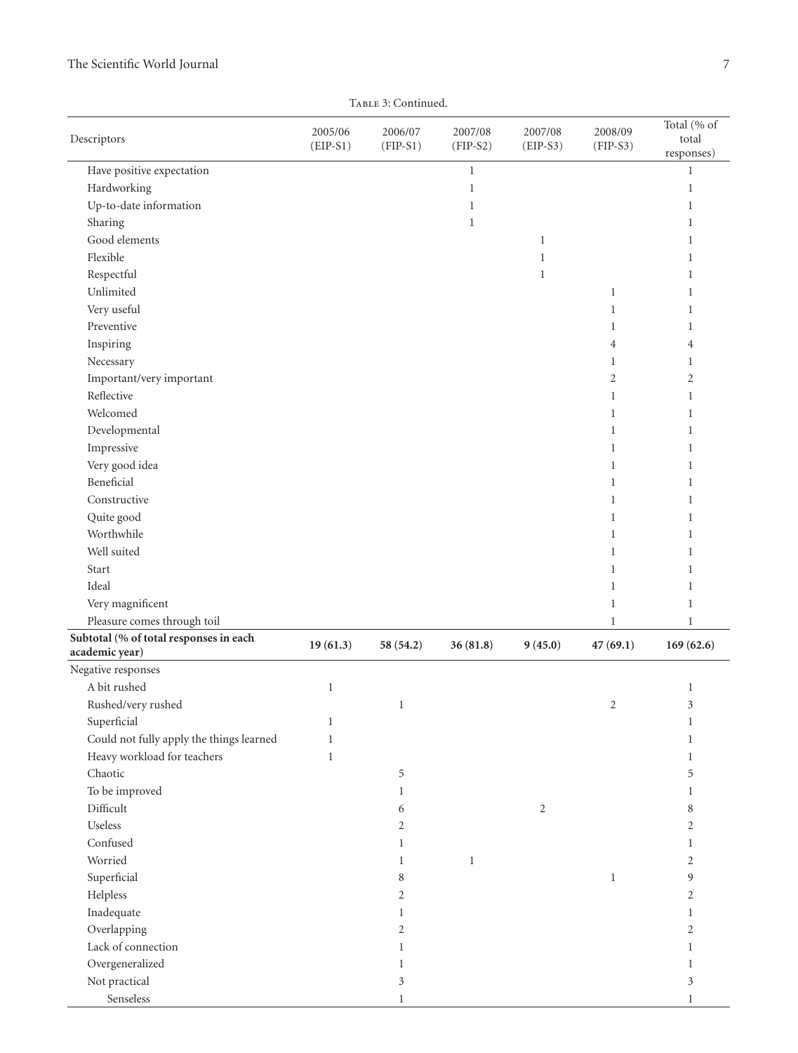Table 3: Continued.

| Descriptors | 2005/06 (EIP-S1) | 2006/07 (FIP-S1) | 2007/08 (FIP-S2) | 2007/08 (EIP-S3) | 2008/09 (FIP-S3) | Total (% of total responses) |
|---|---|---|---|---|---|---|
| Have positive expectation | | | 1 | | | 1 |
| Hardworking | | | 1 | | | 1 |
| Up-to-date information | | | 1 | | | 1 |
| Sharing | | | 1 | | | 1 |
| Good elements | | | | 1 | | 1 |
| Flexible | | | | 1 | | 1 |
| Respectful | | | | 1 | | 1 |
| Unlimited | | | | | 1 | 1 |
| Very useful | | | | | 1 | 1 |
| Preventive | | | | | 1 | 1 |
| Inspiring | | | | | 4 | 4 |
| Necessary | | | | | 1 | 1 |
| Important/very important | | | | | 2 | 2 |
| Reflective | | | | | 1 | 1 |
| Welcomed | | | | | 1 | 1 |
| Developmental | | | | | 1 | 1 |
| Impressive | | | | | 1 | 1 |
| Very good idea | | | | | 1 | 1 |
| Beneficial | | | | | 1 | 1 |
| Constructive | | | | | 1 | 1 |
| Quite good | | | | | 1 | 1 |
| Worthwhile | | | | | 1 | 1 |
| Well suited | | | | | 1 | 1 |
| Start | | | | | 1 | 1 |
| Ideal | | | | | 1 | 1 |
| Very magnificent | | | | | 1 | 1 |
| Pleasure comes through toil | | | | | 1 | 1 |
| **Subtotal (% of total responses in each academic year)** | **19 (61.3)** | **58 (54.2)** | **36 (81.8)** | **9 (45.0)** | **47 (69.1)** | **169 (62.6)** |
| Negative responses | | | | | | |
| A bit rushed | 1 | | | | | 1 |
| Rushed/very rushed | | 1 | | | 2 | 3 |
| Superficial | 1 | | | | | 1 |
| Could not fully apply the things learned | 1 | | | | | 1 |
| Heavy workload for teachers | 1 | | | | | 1 |
| Chaotic | | 5 | | | | 5 |
| To be improved | | 1 | | | | 1 |
| Difficult | | 6 | | 2 | | 8 |
| Useless | | 2 | | | | 2 |
| Confused | | 1 | | | | 1 |
| Worried | | 1 | 1 | | | 2 |
| Superficial | | 8 | | | 1 | 9 |
| Helpless | | 2 | | | | 2 |
| Inadequate | | 1 | | | | 1 |
| Overlapping | | 2 | | | | 2 |
| Lack of connection | | 1 | | | | 1 |
| Overgeneralized | | 1 | | | | 1 |
| Not practical | | 3 | | | | 3 |
| Senseless | | 1 | | | | 1 |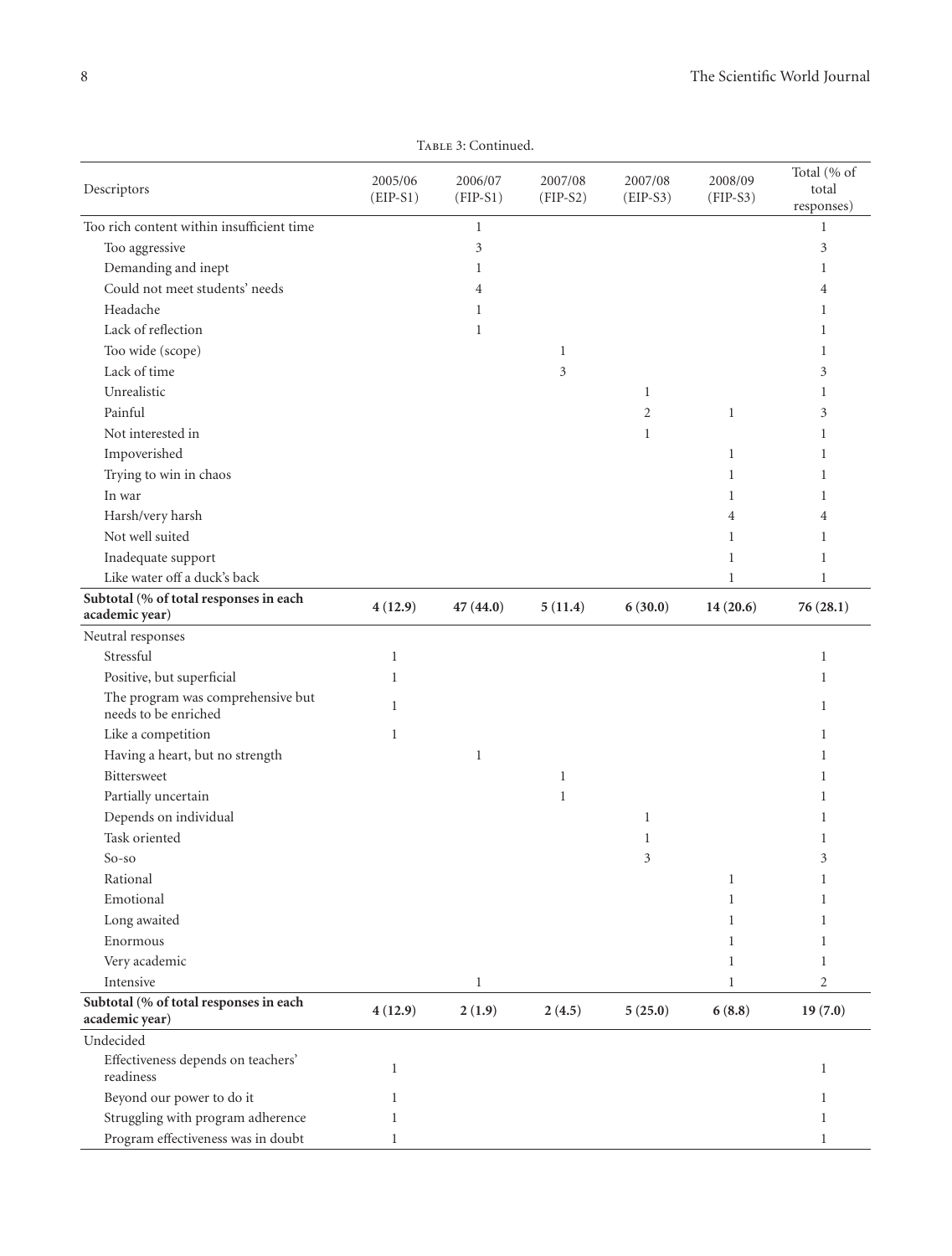Table 3: Continued.

| Descriptors | 2005/06 (EIP-S1) | 2006/07 (FIP-S1) | 2007/08 (FIP-S2) | 2007/08 (EIP-S3) | 2008/09 (FIP-S3) | Total (% of total responses) |
|---|---|---|---|---|---|---|
| Too rich content within insufficient time | | 1 | | | | 1 |
| Too aggressive | | 3 | | | | 3 |
| Demanding and inept | | 1 | | | | 1 |
| Could not meet students' needs | | 4 | | | | 4 |
| Headache | | 1 | | | | 1 |
| Lack of reflection | | 1 | | | | 1 |
| Too wide (scope) | | | 1 | | | 1 |
| Lack of time | | | 3 | | | 3 |
| Unrealistic | | | | 1 | | 1 |
| Painful | | | | 2 | 1 | 3 |
| Not interested in | | | | 1 | | 1 |
| Impoverished | | | | | 1 | 1 |
| Trying to win in chaos | | | | | 1 | 1 |
| In war | | | | | 1 | 1 |
| Harsh/very harsh | | | | | 4 | 4 |
| Not well suited | | | | | 1 | 1 |
| Inadequate support | | | | | 1 | 1 |
| Like water off a duck's back | | | | | 1 | 1 |
| **Subtotal (% of total responses in each academic year)** | **4 (12.9)** | **47 (44.0)** | **5 (11.4)** | **6 (30.0)** | **14 (20.6)** | **76 (28.1)** |
| Neutral responses | | | | | | |
| Stressful | 1 | | | | | 1 |
| Positive, but superficial | 1 | | | | | 1 |
| The program was comprehensive but needs to be enriched | 1 | | | | | 1 |
| Like a competition | 1 | | | | | 1 |
| Having a heart, but no strength | | 1 | | | | 1 |
| Bittersweet | | | 1 | | | 1 |
| Partially uncertain | | | 1 | | | 1 |
| Depends on individual | | | | 1 | | 1 |
| Task oriented | | | | 1 | | 1 |
| So-so | | | | 3 | | 3 |
| Rational | | | | | 1 | 1 |
| Emotional | | | | | 1 | 1 |
| Long awaited | | | | | 1 | 1 |
| Enormous | | | | | 1 | 1 |
| Very academic | | | | | 1 | 1 |
| Intensive | | 1 | | | 1 | 2 |
| **Subtotal (% of total responses in each academic year)** | **4 (12.9)** | **2 (1.9)** | **2 (4.5)** | **5 (25.0)** | **6 (8.8)** | **19 (7.0)** |
| Undecided | | | | | | |
| Effectiveness depends on teachers' readiness | 1 | | | | | 1 |
| Beyond our power to do it | 1 | | | | | 1 |
| Struggling with program adherence | 1 | | | | | 1 |
| Program effectiveness was in doubt | 1 | | | | | 1 |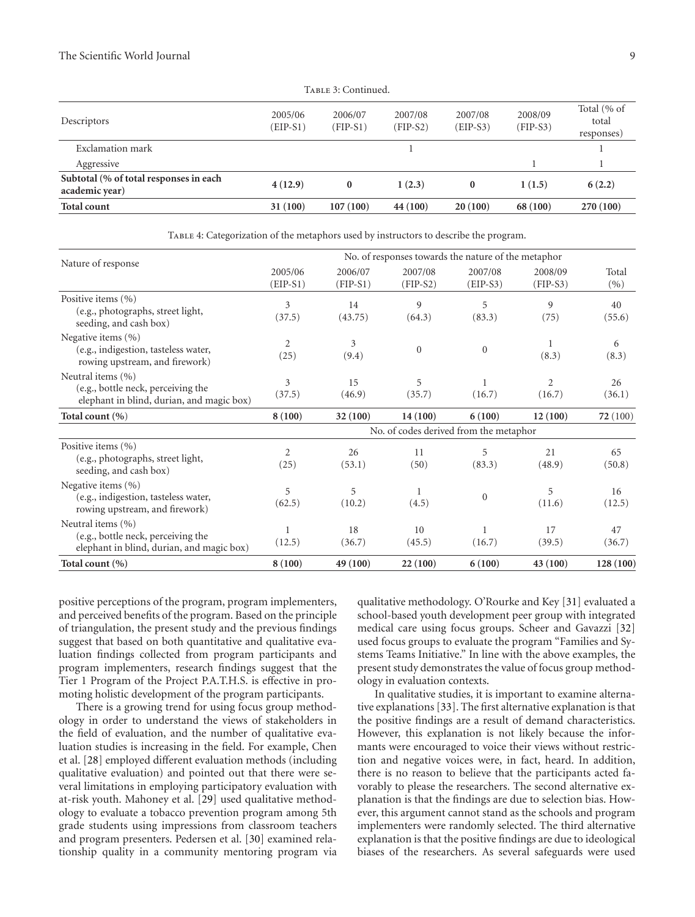Table 3: Continued.

| Descriptors | 2005/06 (EIP-S1) | 2006/07 (FIP-S1) | 2007/08 (FIP-S2) | 2007/08 (EIP-S3) | 2008/09 (FIP-S3) | Total (% of total responses) |
|---|---|---|---|---|---|---|
| Exclamation mark | | | 1 | | | 1 |
| Aggressive | | | | | 1 | 1 |
| **Subtotal (% of total responses in each academic year)** | **4 (12.9)** | **0** | **1 (2.3)** | **0** | **1 (1.5)** | **6 (2.2)** |
| **Total count** | **31 (100)** | **107 (100)** | **44 (100)** | **20 (100)** | **68 (100)** | **270 (100)** |

Table 4: Categorization of the metaphors used by instructors to describe the program.

| Nature of response | No. of responses towards the nature of the metaphor | | | | | |
|---|---|---|---|---|---|---|
| | 2005/06 (EIP-S1) | 2006/07 (FIP-S1) | 2007/08 (FIP-S2) | 2007/08 (EIP-S3) | 2008/09 (FIP-S3) | Total (%) |
| Positive items (%) (e.g., photographs, street light, seeding, and cash box) | 3 (37.5) | 14 (43.75) | 9 (64.3) | 5 (83.3) | 9 (75) | 40 (55.6) |
| Negative items (%) (e.g., indigestion, tasteless water, rowing upstream, and firework) | 2 (25) | 3 (9.4) | 0 | 0 | 1 (8.3) | 6 (8.3) |
| Neutral items (%) (e.g., bottle neck, perceiving the elephant in blind, durian, and magic box) | 3 (37.5) | 15 (46.9) | 5 (35.7) | 1 (16.7) | 2 (16.7) | 26 (36.1) |
| **Total count (%)** | **8 (100)** | **32 (100)** | **14 (100)** | **6 (100)** | **12 (100)** | **72** (100) |
| | No. of codes derived from the metaphor | | | | | |
| Positive items (%) (e.g., photographs, street light, seeding, and cash box) | 2 (25) | 26 (53.1) | 11 (50) | 5 (83.3) | 21 (48.9) | 65 (50.8) |
| Negative items (%) (e.g., indigestion, tasteless water, rowing upstream, and firework) | 5 (62.5) | 5 (10.2) | 1 (4.5) | 0 | 5 (11.6) | 16 (12.5) |
| Neutral items (%) (e.g., bottle neck, perceiving the elephant in blind, durian, and magic box) | 1 (12.5) | 18 (36.7) | 10 (45.5) | 1 (16.7) | 17 (39.5) | 47 (36.7) |
| **Total count (%)** | **8 (100)** | **49 (100)** | **22 (100)** | **6 (100)** | **43 (100)** | **128 (100)** |

positive perceptions of the program, program implementers, and perceived benefits of the program. Based on the principle of triangulation, the present study and the previous findings suggest that based on both quantitative and qualitative evaluation findings collected from program participants and program implementers, research findings suggest that the Tier 1 Program of the Project P.A.T.H.S. is effective in promoting holistic development of the program participants.

There is a growing trend for using focus group methodology in order to understand the views of stakeholders in the field of evaluation, and the number of qualitative evaluation studies is increasing in the field. For example, Chen et al. [28] employed different evaluation methods (including qualitative evaluation) and pointed out that there were several limitations in employing participatory evaluation with at-risk youth. Mahoney et al. [29] used qualitative methodology to evaluate a tobacco prevention program among 5th grade students using impressions from classroom teachers and program presenters. Pedersen et al. [30] examined relationship quality in a community mentoring program via qualitative methodology. O'Rourke and Key [31] evaluated a school-based youth development peer group with integrated medical care using focus groups. Scheer and Gavazzi [32] used focus groups to evaluate the program "Families and Systems Teams Initiative." In line with the above examples, the present study demonstrates the value of focus group methodology in evaluation contexts.

In qualitative studies, it is important to examine alternative explanations [33]. The first alternative explanation is that the positive findings are a result of demand characteristics. However, this explanation is not likely because the informants were encouraged to voice their views without restriction and negative voices were, in fact, heard. In addition, there is no reason to believe that the participants acted favorably to please the researchers. The second alternative explanation is that the findings are due to selection bias. However, this argument cannot stand as the schools and program implementers were randomly selected. The third alternative explanation is that the positive findings are due to ideological biases of the researchers. As several safeguards were used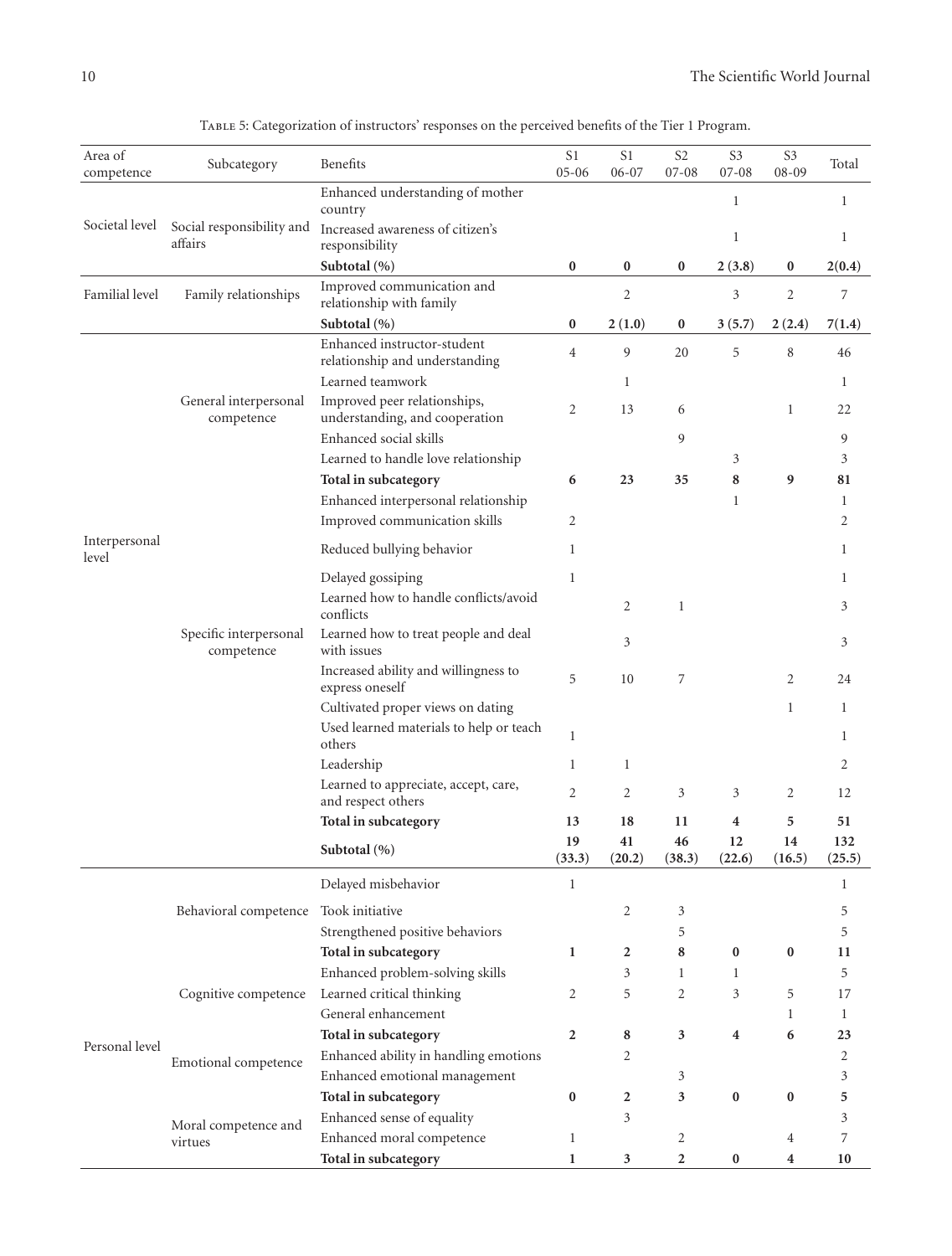Table 5: Categorization of instructors' responses on the perceived benefits of the Tier 1 Program.

| Area of competence | Subcategory | Benefits | S1 05-06 | S1 06-07 | S2 07-08 | S3 07-08 | S3 08-09 | Total |
|---|---|---|---|---|---|---|---|---|
| Societal level | Social responsibility and affairs | Enhanced understanding of mother country | | | | 1 | | 1 |
| | | Increased awareness of citizen's responsibility | | | | 1 | | 1 |
| | | **Subtotal (%)** | **0** | **0** | **0** | **2 (3.8)** | **0** | **2(0.4)** |
| Familial level | Family relationships | Improved communication and relationship with family | | 2 | | 3 | 2 | 7 |
| | | **Subtotal (%)** | **0** | **2 (1.0)** | **0** | **3 (5.7)** | **2 (2.4)** | **7(1.4)** |
| Interpersonal level | General interpersonal competence | Enhanced instructor-student relationship and understanding | 4 | 9 | 20 | 5 | 8 | 46 |
| | | Learned teamwork | | 1 | | | | 1 |
| | | Improved peer relationships, understanding, and cooperation | 2 | 13 | 6 | | 1 | 22 |
| | | Enhanced social skills | | | 9 | | | 9 |
| | | Learned to handle love relationship | | | | 3 | | 3 |
| | | **Total in subcategory** | **6** | **23** | **35** | **8** | **9** | **81** |
| | Specific interpersonal competence | Enhanced interpersonal relationship | | | | 1 | | 1 |
| | | Improved communication skills | 2 | | | | | 2 |
| | | Reduced bullying behavior | 1 | | | | | 1 |
| | | Delayed gossiping | 1 | | | | | 1 |
| | | Learned how to handle conflicts/avoid conflicts | | 2 | 1 | | | 3 |
| | | Learned how to treat people and deal with issues | | 3 | | | | 3 |
| | | Increased ability and willingness to express oneself | 5 | 10 | 7 | | 2 | 24 |
| | | Cultivated proper views on dating | | | | | 1 | 1 |
| | | Used learned materials to help or teach others | 1 | | | | | 1 |
| | | Leadership | 1 | 1 | | | | 2 |
| | | Learned to appreciate, accept, care, and respect others | 2 | 2 | 3 | 3 | 2 | 12 |
| | | **Total in subcategory** | **13** | **18** | **11** | **4** | **5** | **51** |
| | | **Subtotal** (%) | **19 (33.3)** | **41 (20.2)** | **46 (38.3)** | **12 (22.6)** | **14 (16.5)** | **132 (25.5)** |
| Personal level | Behavioral competence | Delayed misbehavior | 1 | | | | | 1 |
| | | Took initiative | | 2 | 3 | | | 5 |
| | | Strengthened positive behaviors | | | 5 | | | 5 |
| | | **Total in subcategory** | **1** | **2** | **8** | **0** | **0** | **11** |
| | Cognitive competence | Enhanced problem-solving skills | | 3 | 1 | 1 | | 5 |
| | | Learned critical thinking | 2 | 5 | 2 | 3 | 5 | 17 |
| | | General enhancement | | | | | 1 | 1 |
| | | **Total in subcategory** | **2** | **8** | **3** | **4** | **6** | **23** |
| | Emotional competence | Enhanced ability in handling emotions | | 2 | | | | 2 |
| | | Enhanced emotional management | | | 3 | | | 3 |
| | | **Total in subcategory** | **0** | **2** | **3** | **0** | **0** | **5** |
| | Moral competence and virtues | Enhanced sense of equality | | 3 | | | | 3 |
| | | Enhanced moral competence | 1 | | 2 | | 4 | 7 |
| | | **Total in subcategory** | **1** | **3** | **2** | **0** | **4** | **10** |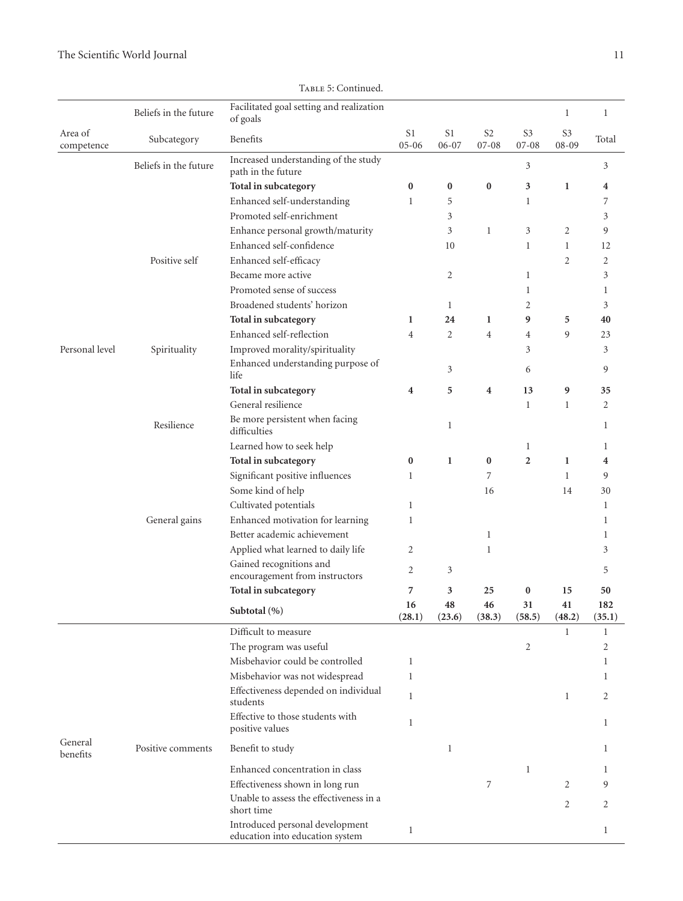Table 5: Continued.

| Area of competence | Subcategory | Benefits | S1 05-06 | S1 06-07 | S2 07-08 | S3 07-08 | S3 08-09 | Total |
|---|---|---|---|---|---|---|---|---|
| | Beliefs in the future | Facilitated goal setting and realization of goals | | | | | 1 | 1 |
| | Beliefs in the future | Increased understanding of the study path in the future | | | | 3 | | 3 |
| | | **Total in subcategory** | **0** | **0** | **0** | **3** | **1** | **4** |
| Personal level | Positive self | Enhanced self-understanding | 1 | 5 | | 1 | | 7 |
| | | Promoted self-enrichment | | 3 | | | | 3 |
| | | Enhance personal growth/maturity | | 3 | 1 | 3 | 2 | 9 |
| | | Enhanced self-confidence | | 10 | | 1 | 1 | 12 |
| | | Enhanced self-efficacy | | | | | 2 | 2 |
| | | Became more active | | 2 | | 1 | | 3 |
| | | Promoted sense of success | | | | 1 | | 1 |
| | | Broadened students' horizon | | 1 | | 2 | | 3 |
| | | **Total in subcategory** | **1** | **24** | **1** | **9** | **5** | **40** |
| | Spirituality | Enhanced self-reflection | 4 | 2 | 4 | 4 | 9 | 23 |
| | | Improved morality/spirituality | | | | 3 | | 3 |
| | | Enhanced understanding purpose of life | | 3 | | 6 | | 9 |
| | | **Total in subcategory** | **4** | **5** | **4** | **13** | **9** | **35** |
| | Resilience | General resilience | | | | 1 | 1 | 2 |
| | | Be more persistent when facing difficulties | | 1 | | | | 1 |
| | | Learned how to seek help | | | | 1 | | 1 |
| | | **Total in subcategory** | **0** | **1** | **0** | **2** | **1** | **4** |
| | General gains | Significant positive influences | 1 | | 7 | | 1 | 9 |
| | | Some kind of help | | | 16 | | 14 | 30 |
| | | Cultivated potentials | 1 | | | | | 1 |
| | | Enhanced motivation for learning | 1 | | | | | 1 |
| | | Better academic achievement | | | 1 | | | 1 |
| | | Applied what learned to daily life | 2 | | 1 | | | 3 |
| | | Gained recognitions and encouragement from instructors | 2 | 3 | | | | 5 |
| | | **Total in subcategory** | **7** | **3** | **25** | **0** | **15** | **50** |
| | | **Subtotal (%)** | **16 (28.1)** | **48 (23.6)** | **46 (38.3)** | **31 (58.5)** | **41 (48.2)** | **182 (35.1)** |
| General benefits | Positive comments | Difficult to measure | | | | | 1 | 1 |
| | | The program was useful | | | | 2 | | 2 |
| | | Misbehavior could be controlled | 1 | | | | | 1 |
| | | Misbehavior was not widespread | 1 | | | | | 1 |
| | | Effectiveness depended on individual students | 1 | | | | 1 | 2 |
| | | Effective to those students with positive values | 1 | | | | | 1 |
| | | Benefit to study | | 1 | | | | 1 |
| | | Enhanced concentration in class | | | | 1 | | 1 |
| | | Effectiveness shown in long run | | | 7 | | 2 | 9 |
| | | Unable to assess the effectiveness in a short time | | | | | 2 | 2 |
| | | Introduced personal development education into education system | 1 | | | | | 1 |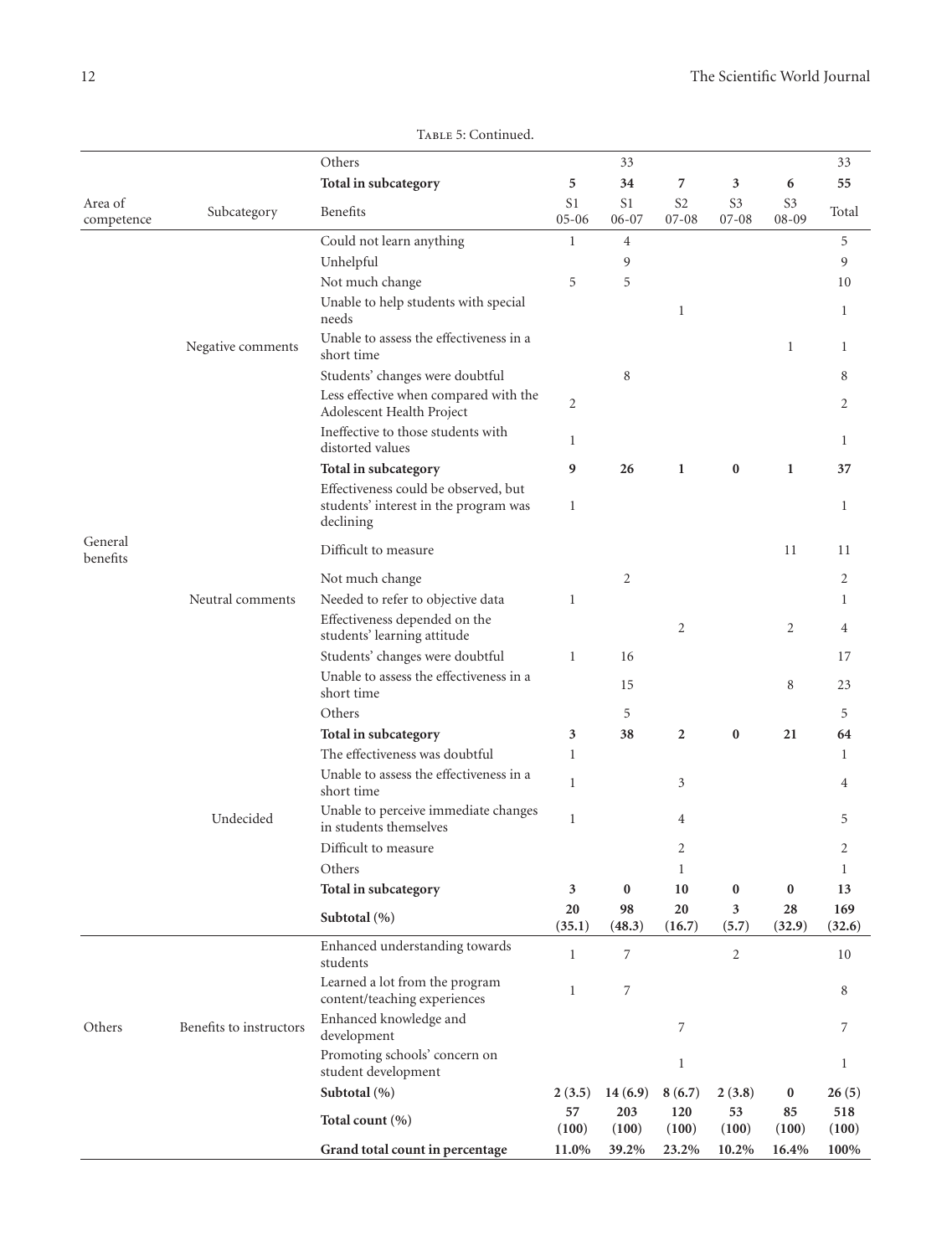Table 5: Continued.

| Area of competence | Subcategory | Benefits | S1 05-06 | S1 06-07 | S2 07-08 | S3 07-08 | S3 08-09 | Total |
|---|---|---|---|---|---|---|---|---|
| | | Others | | 33 | | | | 33 |
| | | **Total in subcategory** | **5** | **34** | **7** | **3** | **6** | **55** |
| General benefits | Negative comments | Could not learn anything | 1 | 4 | | | | 5 |
| | | Unhelpful | | 9 | | | | 9 |
| | | Not much change | 5 | 5 | | | | 10 |
| | | Unable to help students with special needs | | | 1 | | | 1 |
| | | Unable to assess the effectiveness in a short time | | | | | 1 | 1 |
| | | Students' changes were doubtful | | 8 | | | | 8 |
| | | Less effective when compared with the Adolescent Health Project | 2 | | | | | 2 |
| | | Ineffective to those students with distorted values | 1 | | | | | 1 |
| | | **Total in subcategory** | **9** | **26** | **1** | **0** | **1** | **37** |
| | Neutral comments | Effectiveness could be observed, but students' interest in the program was declining | 1 | | | | | 1 |
| | | Difficult to measure | | | | | 11 | 11 |
| | | Not much change | | 2 | | | | 2 |
| | | Needed to refer to objective data | 1 | | | | | 1 |
| | | Effectiveness depended on the students' learning attitude | | | 2 | | 2 | 4 |
| | | Students' changes were doubtful | 1 | 16 | | | | 17 |
| | | Unable to assess the effectiveness in a short time | | 15 | | | 8 | 23 |
| | | Others | | 5 | | | | 5 |
| | | **Total in subcategory** | **3** | **38** | **2** | **0** | **21** | **64** |
| | Undecided | The effectiveness was doubtful | 1 | | | | | 1 |
| | | Unable to assess the effectiveness in a short time | 1 | | 3 | | | 4 |
| | | Unable to perceive immediate changes in students themselves | 1 | | 4 | | | 5 |
| | | Difficult to measure | | | 2 | | | 2 |
| | | Others | | | 1 | | | 1 |
| | | **Total in subcategory** | **3** | **0** | **10** | **0** | **0** | **13** |
| | | **Subtotal (%)** | **20 (35.1)** | **98 (48.3)** | **20 (16.7)** | **3 (5.7)** | **28 (32.9)** | **169 (32.6)** |
| Others | Benefits to instructors | Enhanced understanding towards students | 1 | 7 | | 2 | | 10 |
| | | Learned a lot from the program content/teaching experiences | 1 | 7 | | | | 8 |
| | | Enhanced knowledge and development | | | 7 | | | 7 |
| | | Promoting schools' concern on student development | | | 1 | | | 1 |
| | | **Subtotal (%)** | **2 (3.5)** | **14 (6.9)** | **8 (6.7)** | **2 (3.8)** | **0** | **26 (5)** |
| | | **Total count (%)** | **57 (100)** | **203 (100)** | **120 (100)** | **53 (100)** | **85 (100)** | **518 (100)** |
| | | **Grand total count in percentage** | **11.0%** | **39.2%** | **23.2%** | **10.2%** | **16.4%** | **100%** |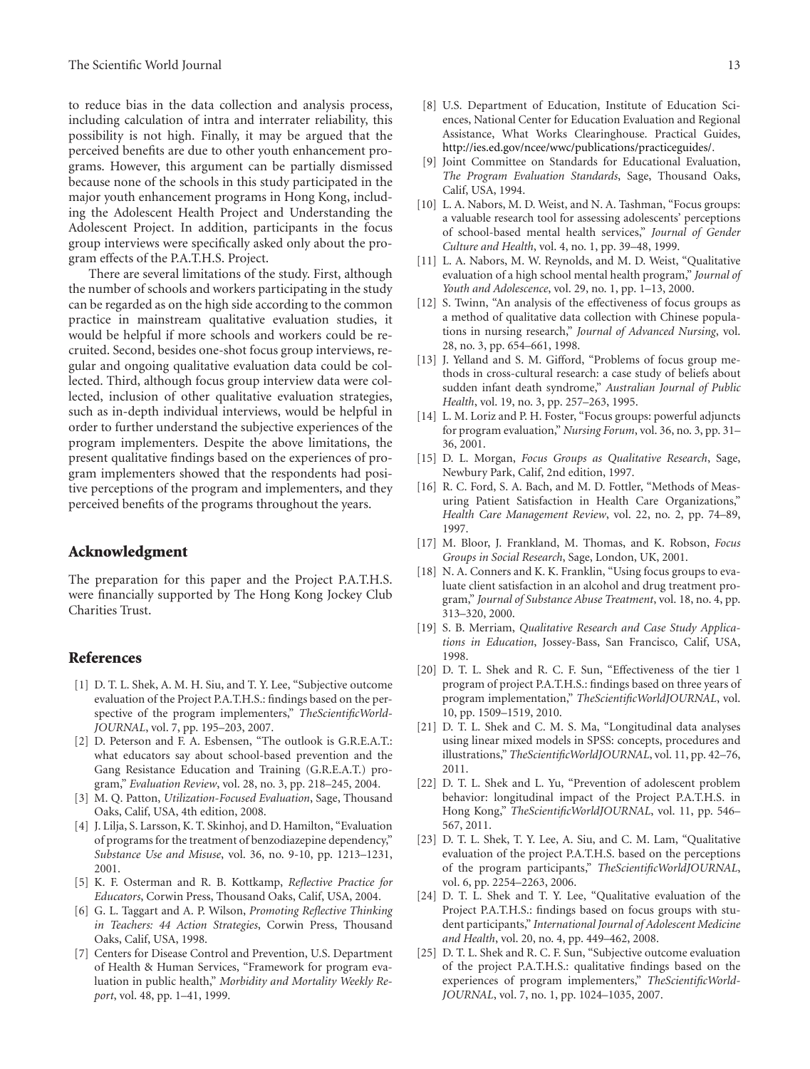to reduce bias in the data collection and analysis process, including calculation of intra and interrater reliability, this possibility is not high. Finally, it may be argued that the perceived benefits are due to other youth enhancement programs. However, this argument can be partially dismissed because none of the schools in this study participated in the major youth enhancement programs in Hong Kong, including the Adolescent Health Project and Understanding the Adolescent Project. In addition, participants in the focus group interviews were specifically asked only about the program effects of the P.A.T.H.S. Project.

There are several limitations of the study. First, although the number of schools and workers participating in the study can be regarded as on the high side according to the common practice in mainstream qualitative evaluation studies, it would be helpful if more schools and workers could be recruited. Second, besides one-shot focus group interviews, regular and ongoing qualitative evaluation data could be collected. Third, although focus group interview data were collected, inclusion of other qualitative evaluation strategies, such as in-depth individual interviews, would be helpful in order to further understand the subjective experiences of the program implementers. Despite the above limitations, the present qualitative findings based on the experiences of program implementers showed that the respondents had positive perceptions of the program and implementers, and they perceived benefits of the programs throughout the years.

## Acknowledgment

The preparation for this paper and the Project P.A.T.H.S. were financially supported by The Hong Kong Jockey Club Charities Trust.

## References

[1] D. T. L. Shek, A. M. H. Siu, and T. Y. Lee, "Subjective outcome evaluation of the Project P.A.T.H.S.: findings based on the perspective of the program implementers," *TheScientificWorldJOURNAL*, vol. 7, pp. 195–203, 2007.

[2] D. Peterson and F. A. Esbensen, "The outlook is G.R.E.A.T.: what educators say about school-based prevention and the Gang Resistance Education and Training (G.R.E.A.T.) program," *Evaluation Review*, vol. 28, no. 3, pp. 218–245, 2004.

[3] M. Q. Patton, *Utilization-Focused Evaluation*, Sage, Thousand Oaks, Calif, USA, 4th edition, 2008.

[4] J. Lilja, S. Larsson, K. T. Skinhoj, and D. Hamilton, "Evaluation of programs for the treatment of benzodiazepine dependency," *Substance Use and Misuse*, vol. 36, no. 9-10, pp. 1213–1231, 2001.

[5] K. F. Osterman and R. B. Kottkamp, *Reflective Practice for Educators*, Corwin Press, Thousand Oaks, Calif, USA, 2004.

[6] G. L. Taggart and A. P. Wilson, *Promoting Reflective Thinking in Teachers: 44 Action Strategies*, Corwin Press, Thousand Oaks, Calif, USA, 1998.

[7] Centers for Disease Control and Prevention, U.S. Department of Health & Human Services, "Framework for program evaluation in public health," *Morbidity and Mortality Weekly Report*, vol. 48, pp. 1–41, 1999.

[8] U.S. Department of Education, Institute of Education Sciences, National Center for Education Evaluation and Regional Assistance, What Works Clearinghouse. Practical Guides, http://ies.ed.gov/ncee/wwc/publications/practiceguides/.

[9] Joint Committee on Standards for Educational Evaluation, *The Program Evaluation Standards*, Sage, Thousand Oaks, Calif, USA, 1994.

[10] L. A. Nabors, M. D. Weist, and N. A. Tashman, "Focus groups: a valuable research tool for assessing adolescents' perceptions of school-based mental health services," *Journal of Gender Culture and Health*, vol. 4, no. 1, pp. 39–48, 1999.

[11] L. A. Nabors, M. W. Reynolds, and M. D. Weist, "Qualitative evaluation of a high school mental health program," *Journal of Youth and Adolescence*, vol. 29, no. 1, pp. 1–13, 2000.

[12] S. Twinn, "An analysis of the effectiveness of focus groups as a method of qualitative data collection with Chinese populations in nursing research," *Journal of Advanced Nursing*, vol. 28, no. 3, pp. 654–661, 1998.

[13] J. Yelland and S. M. Gifford, "Problems of focus group methods in cross-cultural research: a case study of beliefs about sudden infant death syndrome," *Australian Journal of Public Health*, vol. 19, no. 3, pp. 257–263, 1995.

[14] L. M. Loriz and P. H. Foster, "Focus groups: powerful adjuncts for program evaluation," *Nursing Forum*, vol. 36, no. 3, pp. 31–36, 2001.

[15] D. L. Morgan, *Focus Groups as Qualitative Research*, Sage, Newbury Park, Calif, 2nd edition, 1997.

[16] R. C. Ford, S. A. Bach, and M. D. Fottler, "Methods of Measuring Patient Satisfaction in Health Care Organizations," *Health Care Management Review*, vol. 22, no. 2, pp. 74–89, 1997.

[17] M. Bloor, J. Frankland, M. Thomas, and K. Robson, *Focus Groups in Social Research*, Sage, London, UK, 2001.

[18] N. A. Conners and K. K. Franklin, "Using focus groups to evaluate client satisfaction in an alcohol and drug treatment program," *Journal of Substance Abuse Treatment*, vol. 18, no. 4, pp. 313–320, 2000.

[19] S. B. Merriam, *Qualitative Research and Case Study Applications in Education*, Jossey-Bass, San Francisco, Calif, USA, 1998.

[20] D. T. L. Shek and R. C. F. Sun, "Effectiveness of the tier 1 program of project P.A.T.H.S.: findings based on three years of program implementation," *TheScientificWorldJOURNAL*, vol. 10, pp. 1509–1519, 2010.

[21] D. T. L. Shek and C. M. S. Ma, "Longitudinal data analyses using linear mixed models in SPSS: concepts, procedures and illustrations," *TheScientificWorldJOURNAL*, vol. 11, pp. 42–76, 2011.

[22] D. T. L. Shek and L. Yu, "Prevention of adolescent problem behavior: longitudinal impact of the Project P.A.T.H.S. in Hong Kong," *TheScientificWorldJOURNAL*, vol. 11, pp. 546–567, 2011.

[23] D. T. L. Shek, T. Y. Lee, A. Siu, and C. M. Lam, "Qualitative evaluation of the project P.A.T.H.S. based on the perceptions of the program participants," *TheScientificWorldJOURNAL*, vol. 6, pp. 2254–2263, 2006.

[24] D. T. L. Shek and T. Y. Lee, "Qualitative evaluation of the Project P.A.T.H.S.: findings based on focus groups with student participants," *International Journal of Adolescent Medicine and Health*, vol. 20, no. 4, pp. 449–462, 2008.

[25] D. T. L. Shek and R. C. F. Sun, "Subjective outcome evaluation of the project P.A.T.H.S.: qualitative findings based on the experiences of program implementers," *TheScientificWorldJOURNAL*, vol. 7, no. 1, pp. 1024–1035, 2007.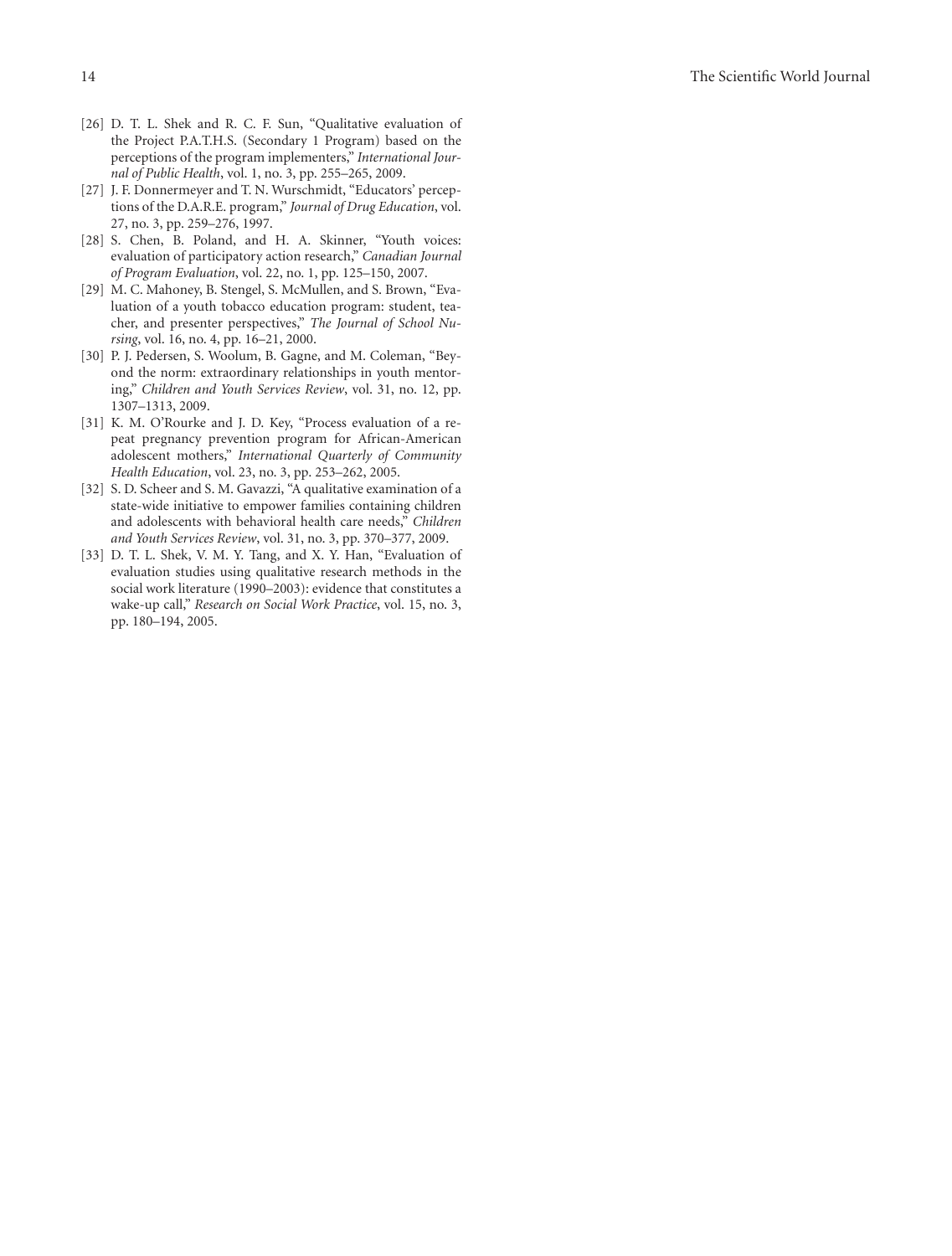[26] D. T. L. Shek and R. C. F. Sun, "Qualitative evaluation of the Project P.A.T.H.S. (Secondary 1 Program) based on the perceptions of the program implementers," *International Journal of Public Health*, vol. 1, no. 3, pp. 255–265, 2009.

[27] J. F. Donnermeyer and T. N. Wurschmidt, "Educators' perceptions of the D.A.R.E. program," *Journal of Drug Education*, vol. 27, no. 3, pp. 259–276, 1997.

[28] S. Chen, B. Poland, and H. A. Skinner, "Youth voices: evaluation of participatory action research," *Canadian Journal of Program Evaluation*, vol. 22, no. 1, pp. 125–150, 2007.

[29] M. C. Mahoney, B. Stengel, S. McMullen, and S. Brown, "Evaluation of a youth tobacco education program: student, teacher, and presenter perspectives," *The Journal of School Nursing*, vol. 16, no. 4, pp. 16–21, 2000.

[30] P. J. Pedersen, S. Woolum, B. Gagne, and M. Coleman, "Beyond the norm: extraordinary relationships in youth mentoring," *Children and Youth Services Review*, vol. 31, no. 12, pp. 1307–1313, 2009.

[31] K. M. O'Rourke and J. D. Key, "Process evaluation of a repeat pregnancy prevention program for African-American adolescent mothers," *International Quarterly of Community Health Education*, vol. 23, no. 3, pp. 253–262, 2005.

[32] S. D. Scheer and S. M. Gavazzi, "A qualitative examination of a state-wide initiative to empower families containing children and adolescents with behavioral health care needs," *Children and Youth Services Review*, vol. 31, no. 3, pp. 370–377, 2009.

[33] D. T. L. Shek, V. M. Y. Tang, and X. Y. Han, "Evaluation of evaluation studies using qualitative research methods in the social work literature (1990–2003): evidence that constitutes a wake-up call," *Research on Social Work Practice*, vol. 15, no. 3, pp. 180–194, 2005.